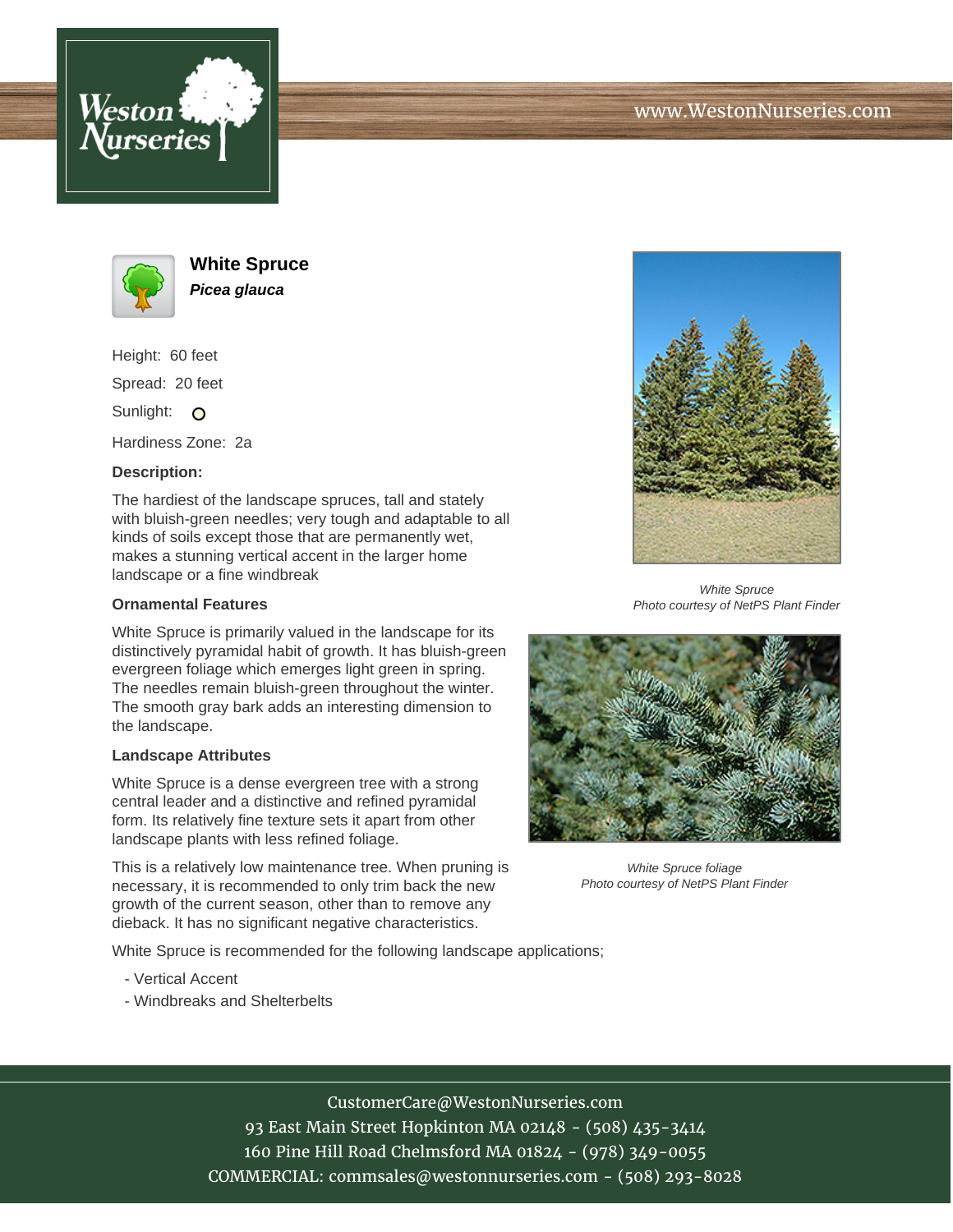# White Spruce

***Picea glauca***

Height: 60 feet

Spread: 20 feet

Sunlight: ○

Hardiness Zone: 2a

### Description:

The hardiest of the landscape spruces, tall and stately with bluish-green needles; very tough and adaptable to all kinds of soils except those that are permanently wet, makes a stunning vertical accent in the larger home landscape or a fine windbreak

### Ornamental Features

White Spruce is primarily valued in the landscape for its distinctively pyramidal habit of growth. It has bluish-green evergreen foliage which emerges light green in spring. The needles remain bluish-green throughout the winter. The smooth gray bark adds an interesting dimension to the landscape.

### Landscape Attributes

White Spruce is a dense evergreen tree with a strong central leader and a distinctive and refined pyramidal form. Its relatively fine texture sets it apart from other landscape plants with less refined foliage.

This is a relatively low maintenance tree. When pruning is necessary, it is recommended to only trim back the new growth of the current season, other than to remove any dieback. It has no significant negative characteristics.

White Spruce is recommended for the following landscape applications;

- Vertical Accent
- Windbreaks and Shelterbelts

*White Spruce*
*Photo courtesy of NetPS Plant Finder*

*White Spruce foliage*
*Photo courtesy of NetPS Plant Finder*

CustomerCare@WestonNurseries.com
93 East Main Street Hopkinton MA 02148 - (508) 435-3414
160 Pine Hill Road Chelmsford MA 01824 - (978) 349-0055
COMMERCIAL: commsales@westonnurseries.com - (508) 293-8028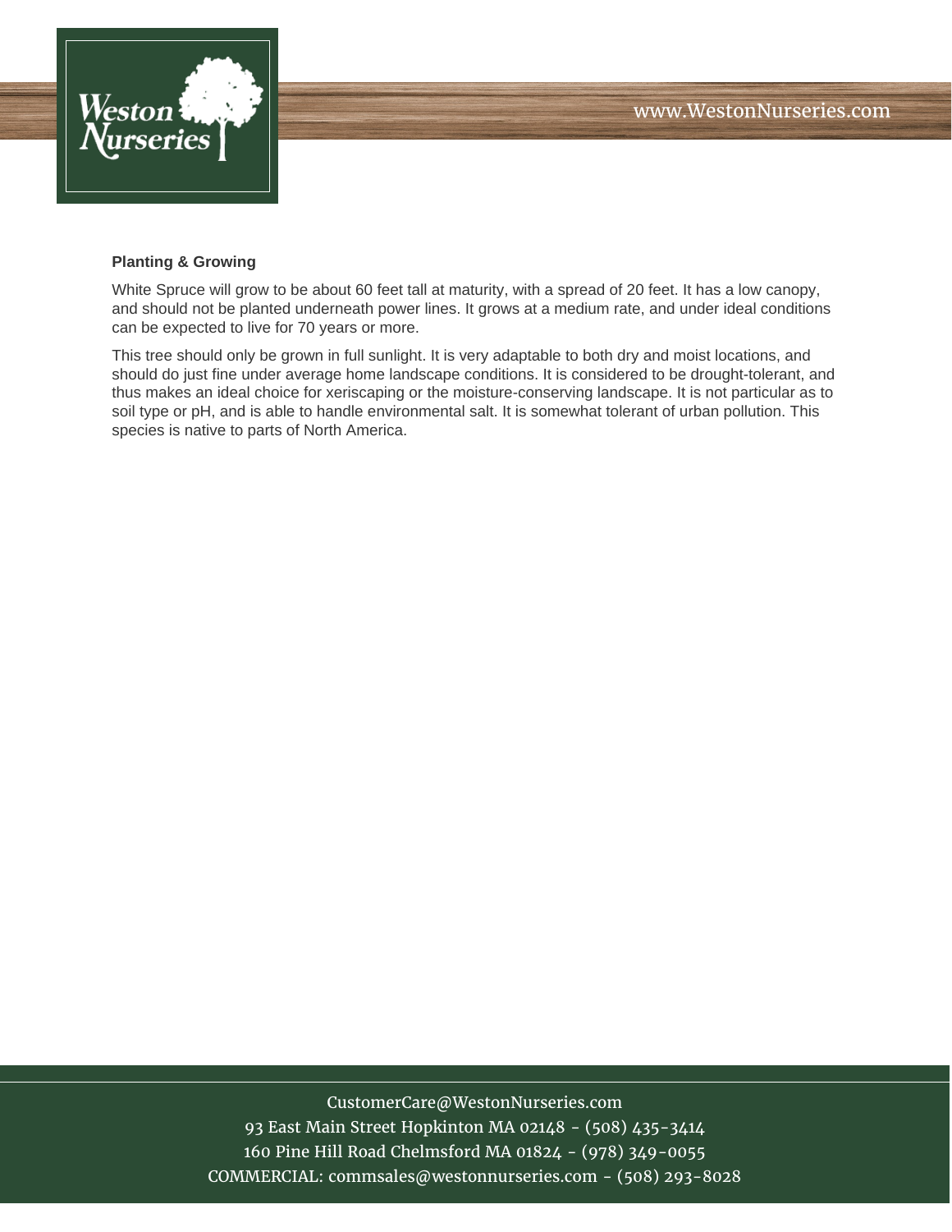### Planting & Growing

White Spruce will grow to be about 60 feet tall at maturity, with a spread of 20 feet. It has a low canopy, and should not be planted underneath power lines. It grows at a medium rate, and under ideal conditions can be expected to live for 70 years or more.

This tree should only be grown in full sunlight. It is very adaptable to both dry and moist locations, and should do just fine under average home landscape conditions. It is considered to be drought-tolerant, and thus makes an ideal choice for xeriscaping or the moisture-conserving landscape. It is not particular as to soil type or pH, and is able to handle environmental salt. It is somewhat tolerant of urban pollution. This species is native to parts of North America.